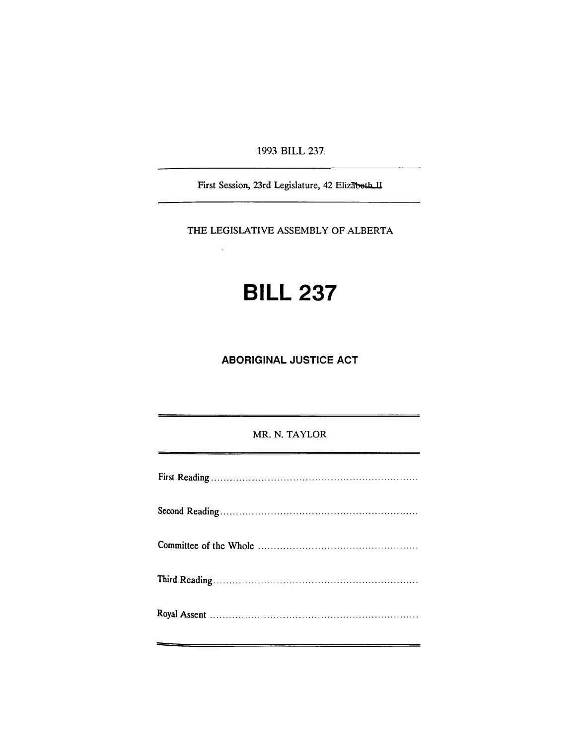1993 BILL 237

First Session, 23rd Legislature, 42 Elizabeth II

THE LEGISLATIVE ASSEMBLY OF ALBERTA

# BILL 237

## ABORIGINAL JUSTICE ACT

MR. N. TAYLOR

First Reading ..................................................................

Second Reading ..............................................................

Committee of the Whole ..................................................

Third Reading ................................................................

Royal Assent .................................................................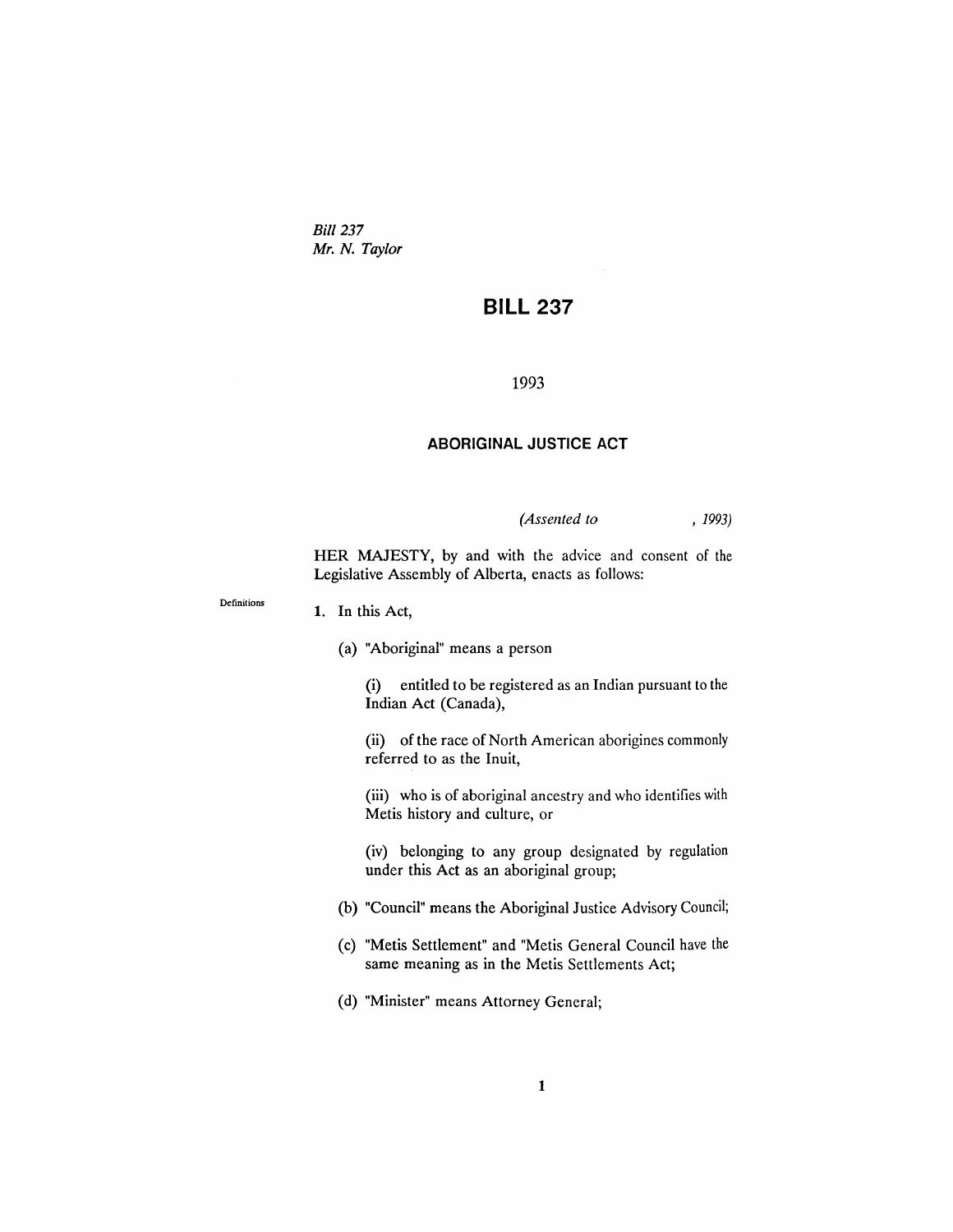*Bill 237*
*Mr. N. Taylor*

# BILL 237

1993

## ABORIGINAL JUSTICE ACT

*(Assented to , 1993)*

HER MAJESTY, by and with the advice and consent of the Legislative Assembly of Alberta, enacts as follows:

Definitions

**1.** In this Act,

(a) "Aboriginal" means a person

(i) entitled to be registered as an Indian pursuant to the Indian Act (Canada),

(ii) of the race of North American aborigines commonly referred to as the Inuit,

(iii) who is of aboriginal ancestry and who identifies with Metis history and culture, or

(iv) belonging to any group designated by regulation under this Act as an aboriginal group;

(b) "Council" means the Aboriginal Justice Advisory Council;

(c) "Metis Settlement" and "Metis General Council have the same meaning as in the Metis Settlements Act;

(d) "Minister" means Attorney General;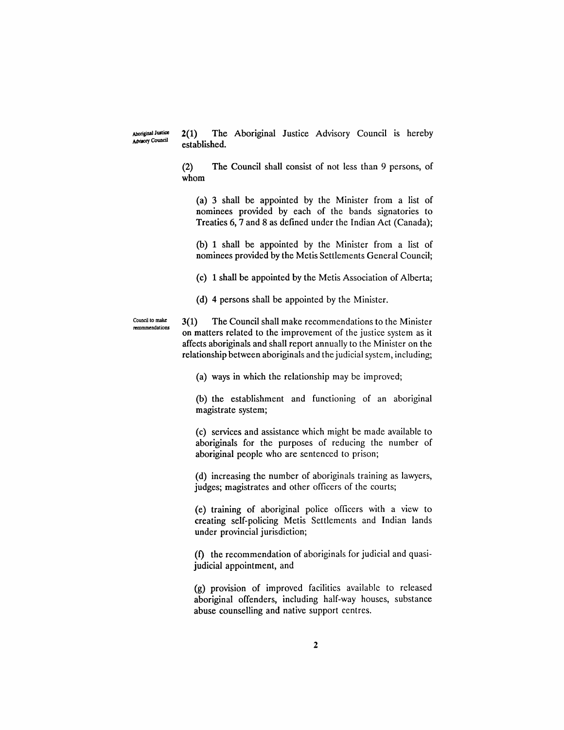Aboriginal Justice Advisory Council

**2(1)** The Aboriginal Justice Advisory Council is hereby established.

(2) The Council shall consist of not less than 9 persons, of whom

(a) 3 shall be appointed by the Minister from a list of nominees provided by each of the bands signatories to Treaties 6, 7 and 8 as defined under the Indian Act (Canada);

(b) 1 shall be appointed by the Minister from a list of nominees provided by the Metis Settlements General Council;

(c) 1 shall be appointed by the Metis Association of Alberta;

(d) 4 persons shall be appointed by the Minister.

Council to make recommendations

**3(1)** The Council shall make recommendations to the Minister on matters related to the improvement of the justice system as it affects aboriginals and shall report annually to the Minister on the relationship between aboriginals and the judicial system, including;

(a) ways in which the relationship may be improved;

(b) the establishment and functioning of an aboriginal magistrate system;

(c) services and assistance which might be made available to aboriginals for the purposes of reducing the number of aboriginal people who are sentenced to prison;

(d) increasing the number of aboriginals training as lawyers, judges; magistrates and other officers of the courts;

(e) training of aboriginal police officers with a view to creating self-policing Metis Settlements and Indian lands under provincial jurisdiction;

(f) the recommendation of aboriginals for judicial and quasi-judicial appointment, and

(g) provision of improved facilities available to released aboriginal offenders, including half-way houses, substance abuse counselling and native support centres.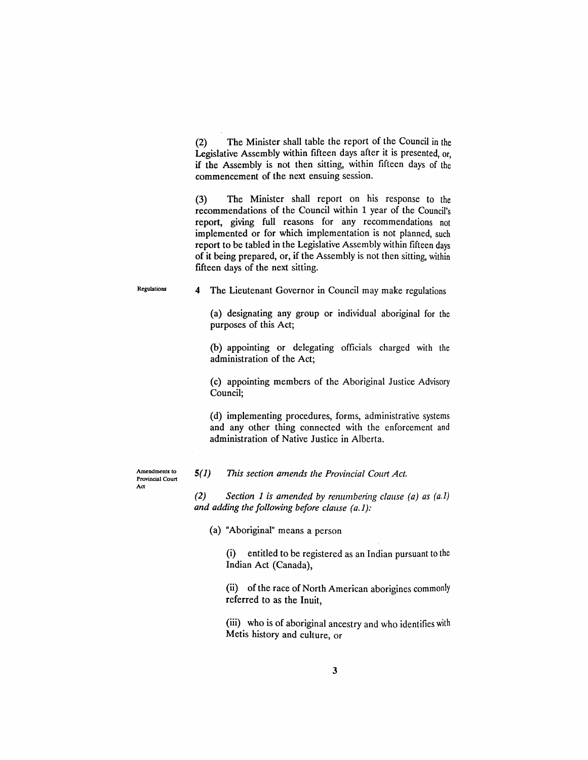(2) The Minister shall table the report of the Council in the Legislative Assembly within fifteen days after it is presented, or, if the Assembly is not then sitting, within fifteen days of the commencement of the next ensuing session.

(3) The Minister shall report on his response to the recommendations of the Council within 1 year of the Council's report, giving full reasons for any recommendations not implemented or for which implementation is not planned, such report to be tabled in the Legislative Assembly within fifteen days of it being prepared, or, if the Assembly is not then sitting, within fifteen days of the next sitting.

Regulations

**4** The Lieutenant Governor in Council may make regulations

(a) designating any group or individual aboriginal for the purposes of this Act;

(b) appointing or delegating officials charged with the administration of the Act;

(c) appointing members of the Aboriginal Justice Advisory Council;

(d) implementing procedures, forms, administrative systems and any other thing connected with the enforcement and administration of Native Justice in Alberta.

Amendments to Provincial Court Act

*5(1) This section amends the Provincial Court Act.*

*(2) Section 1 is amended by renumbering clause (a) as (a.1) and adding the following before clause (a.1):*

(a) "Aboriginal" means a person

(i) entitled to be registered as an Indian pursuant to the Indian Act (Canada),

(ii) of the race of North American aborigines commonly referred to as the Inuit,

(iii) who is of aboriginal ancestry and who identifies with Metis history and culture, or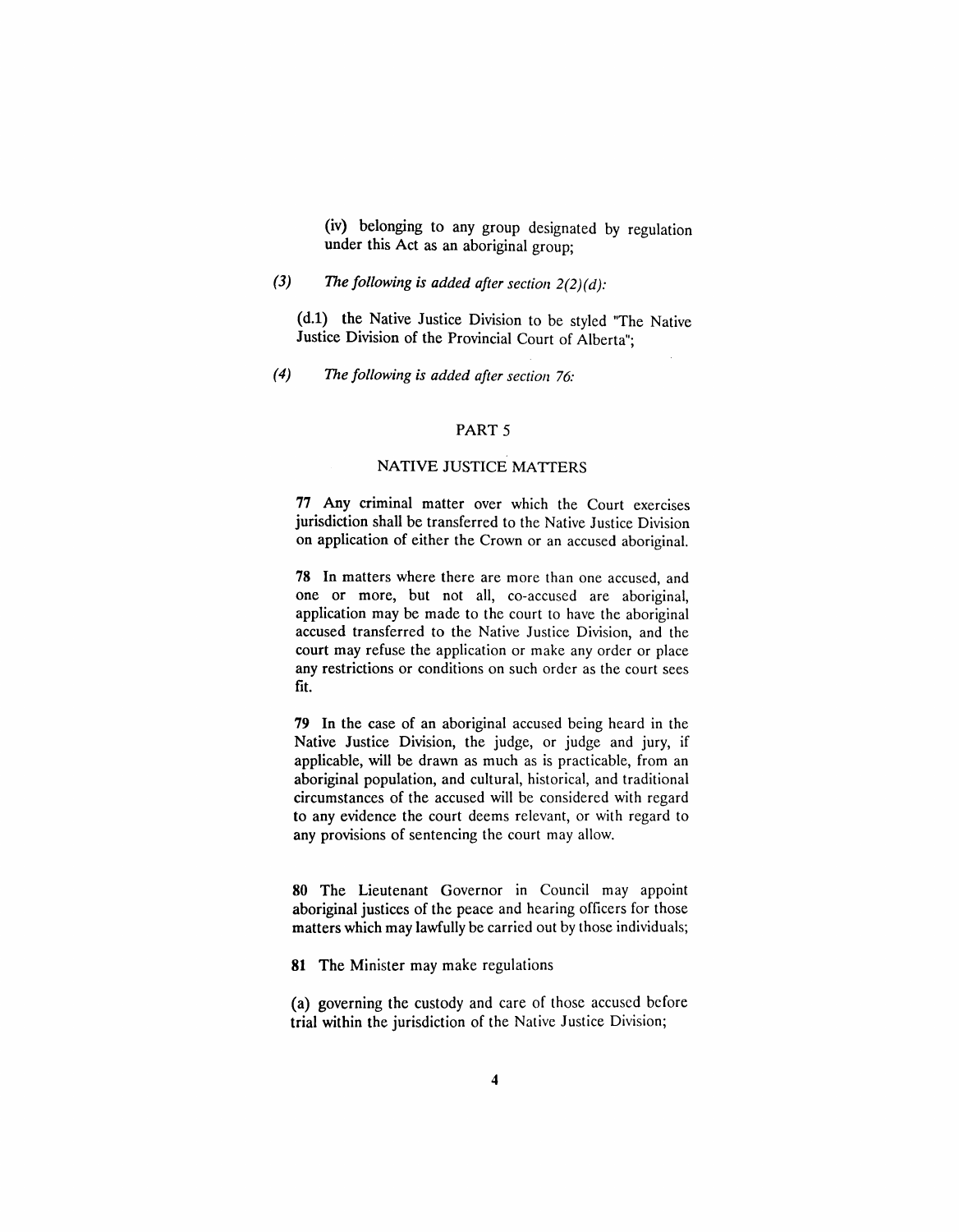(iv) belonging to any group designated by regulation under this Act as an aboriginal group;

*(3)* *The following is added after section 2(2)(d):*

(d.1) the Native Justice Division to be styled "The Native Justice Division of the Provincial Court of Alberta";

*(4)* *The following is added after section 76:*

## PART 5

## NATIVE JUSTICE MATTERS

**77** Any criminal matter over which the Court exercises jurisdiction shall be transferred to the Native Justice Division on application of either the Crown or an accused aboriginal.

**78** In matters where there are more than one accused, and one or more, but not all, co-accused are aboriginal, application may be made to the court to have the aboriginal accused transferred to the Native Justice Division, and the court may refuse the application or make any order or place any restrictions or conditions on such order as the court sees fit.

**79** In the case of an aboriginal accused being heard in the Native Justice Division, the judge, or judge and jury, if applicable, will be drawn as much as is practicable, from an aboriginal population, and cultural, historical, and traditional circumstances of the accused will be considered with regard to any evidence the court deems relevant, or with regard to any provisions of sentencing the court may allow.

**80** The Lieutenant Governor in Council may appoint aboriginal justices of the peace and hearing officers for those matters which may lawfully be carried out by those individuals;

**81** The Minister may make regulations

(a) governing the custody and care of those accused before trial within the jurisdiction of the Native Justice Division;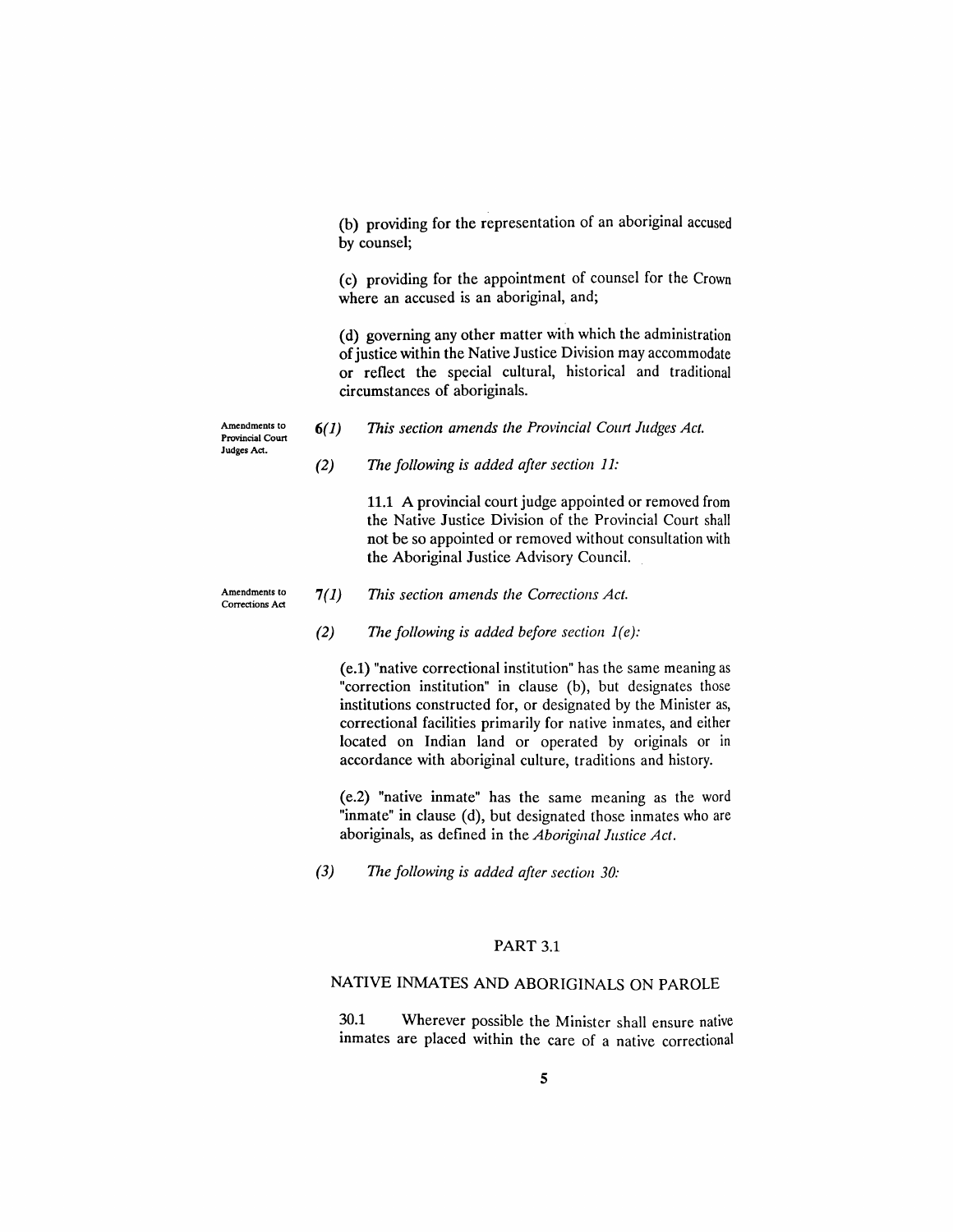(b) providing for the representation of an aboriginal accused by counsel;

(c) providing for the appointment of counsel for the Crown where an accused is an aboriginal, and;

(d) governing any other matter with which the administration of justice within the Native Justice Division may accommodate or reflect the special cultural, historical and traditional circumstances of aboriginals.

Amendments to Provincial Court Judges Act.

**6**(*1*) *This section amends the Provincial Court Judges Act.*

(*2*) *The following is added after section 11:*

11.1 A provincial court judge appointed or removed from the Native Justice Division of the Provincial Court shall not be so appointed or removed without consultation with the Aboriginal Justice Advisory Council.

Amendments to Corrections Act

**7**(*1*) *This section amends the Corrections Act.*

(*2*) *The following is added before section 1(e):*

(e.1) "native correctional institution" has the same meaning as "correction institution" in clause (b), but designates those institutions constructed for, or designated by the Minister as, correctional facilities primarily for native inmates, and either located on Indian land or operated by originals or in accordance with aboriginal culture, traditions and history.

(e.2) "native inmate" has the same meaning as the word "inmate" in clause (d), but designated those inmates who are aboriginals, as defined in the *Aboriginal Justice Act*.

(*3*) *The following is added after section 30:*

## PART 3.1

## NATIVE INMATES AND ABORIGINALS ON PAROLE

30.1 Wherever possible the Minister shall ensure native inmates are placed within the care of a native correctional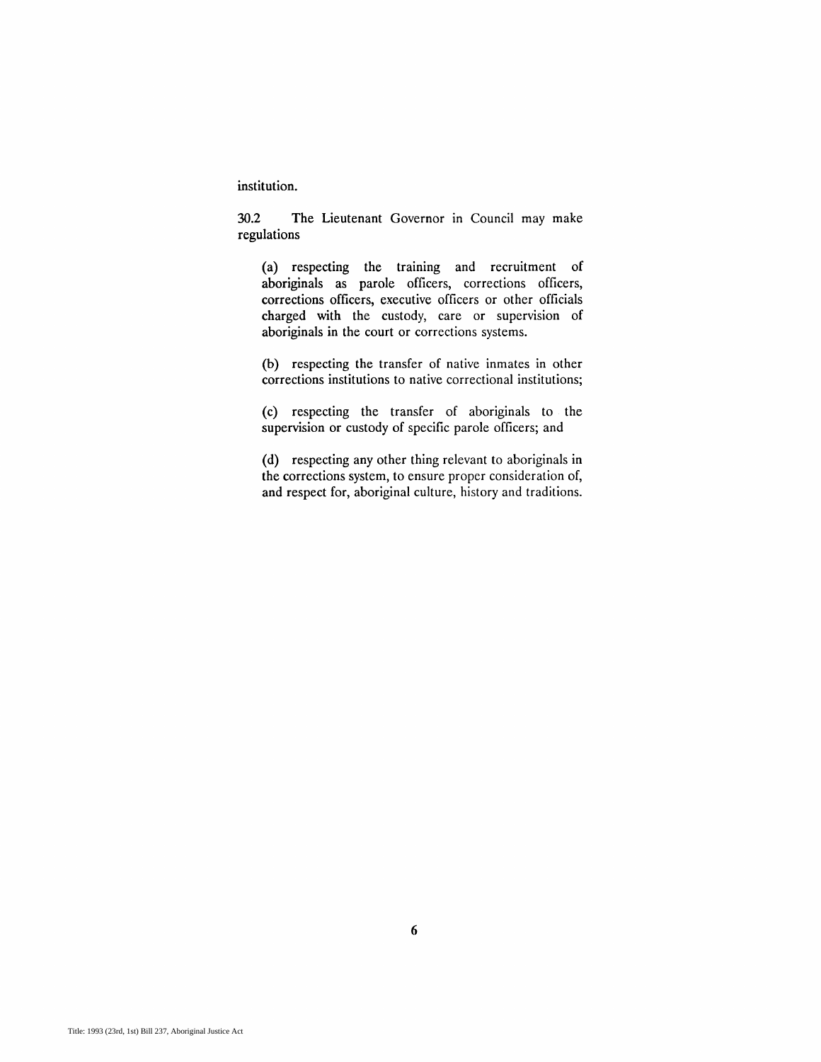institution.

30.2 The Lieutenant Governor in Council may make regulations

(a) respecting the training and recruitment of aboriginals as parole officers, corrections officers, corrections officers, executive officers or other officials charged with the custody, care or supervision of aboriginals in the court or corrections systems.

(b) respecting the transfer of native inmates in other corrections institutions to native correctional institutions;

(c) respecting the transfer of aboriginals to the supervision or custody of specific parole officers; and

(d) respecting any other thing relevant to aboriginals in the corrections system, to ensure proper consideration of, and respect for, aboriginal culture, history and traditions.